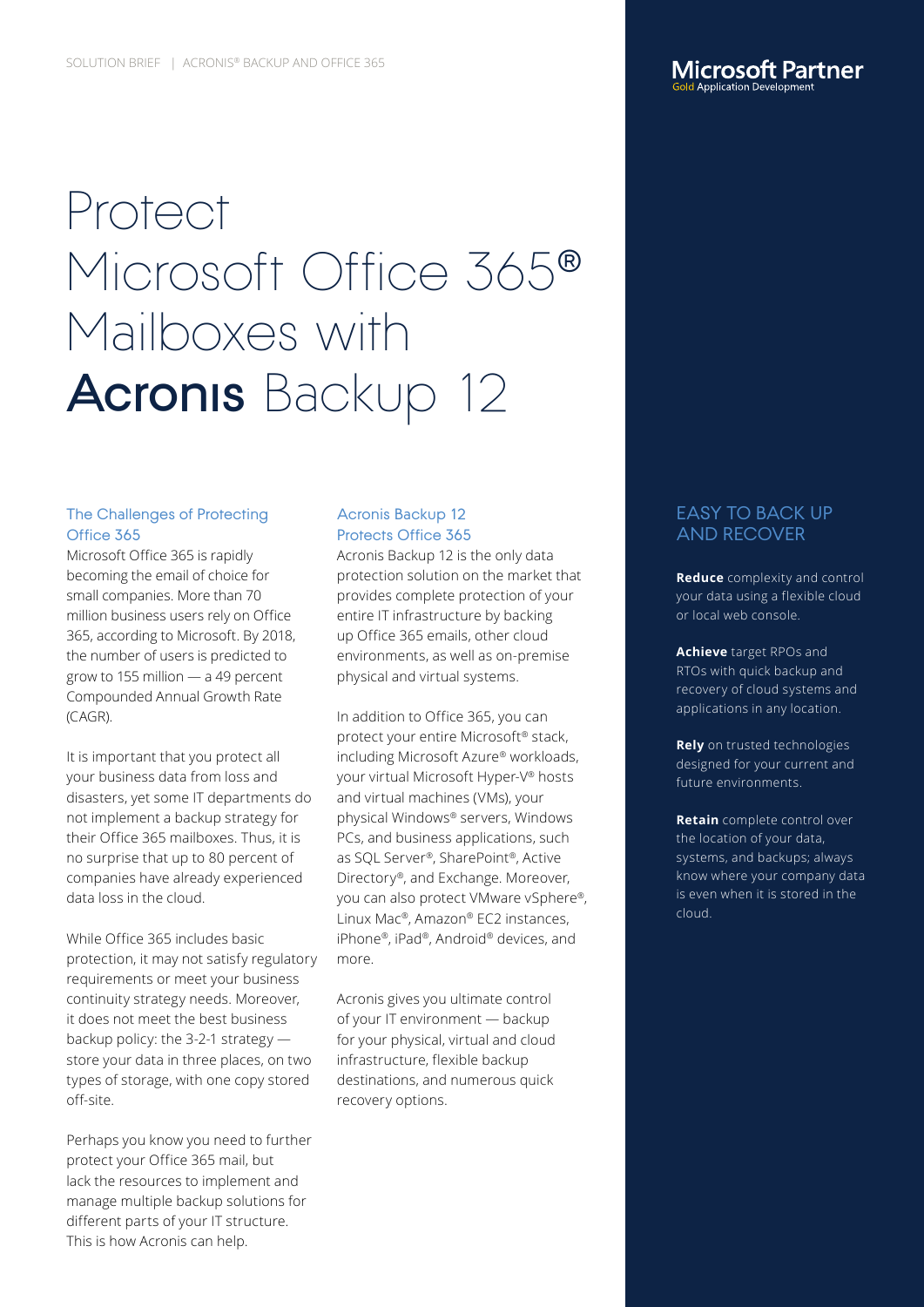SOLUTION BRIEF | ACRONIS® BACKUP AND OFFICE 365

**Microsoft Partner**
Gold Application Development

# Protect Microsoft Office 365® Mailboxes with Acronis Backup 12

## The Challenges of Protecting Office 365

Microsoft Office 365 is rapidly becoming the email of choice for small companies. More than 70 million business users rely on Office 365, according to Microsoft. By 2018, the number of users is predicted to grow to 155 million — a 49 percent Compounded Annual Growth Rate (CAGR).

It is important that you protect all your business data from loss and disasters, yet some IT departments do not implement a backup strategy for their Office 365 mailboxes. Thus, it is no surprise that up to 80 percent of companies have already experienced data loss in the cloud.

While Office 365 includes basic protection, it may not satisfy regulatory requirements or meet your business continuity strategy needs. Moreover, it does not meet the best business backup policy: the 3-2-1 strategy — store your data in three places, on two types of storage, with one copy stored off-site.

Perhaps you know you need to further protect your Office 365 mail, but lack the resources to implement and manage multiple backup solutions for different parts of your IT structure. This is how Acronis can help.

## Acronis Backup 12 Protects Office 365

Acronis Backup 12 is the only data protection solution on the market that provides complete protection of your entire IT infrastructure by backing up Office 365 emails, other cloud environments, as well as on-premise physical and virtual systems.

In addition to Office 365, you can protect your entire Microsoft® stack, including Microsoft Azure® workloads, your virtual Microsoft Hyper-V® hosts and virtual machines (VMs), your physical Windows® servers, Windows PCs, and business applications, such as SQL Server®, SharePoint®, Active Directory®, and Exchange. Moreover, you can also protect VMware vSphere®, Linux Mac®, Amazon® EC2 instances, iPhone®, iPad®, Android® devices, and more.

Acronis gives you ultimate control of your IT environment — backup for your physical, virtual and cloud infrastructure, flexible backup destinations, and numerous quick recovery options.

## EASY TO BACK UP AND RECOVER

**Reduce** complexity and control your data using a flexible cloud or local web console.

**Achieve** target RPOs and RTOs with quick backup and recovery of cloud systems and applications in any location.

**Rely** on trusted technologies designed for your current and future environments.

**Retain** complete control over the location of your data, systems, and backups; always know where your company data is even when it is stored in the cloud.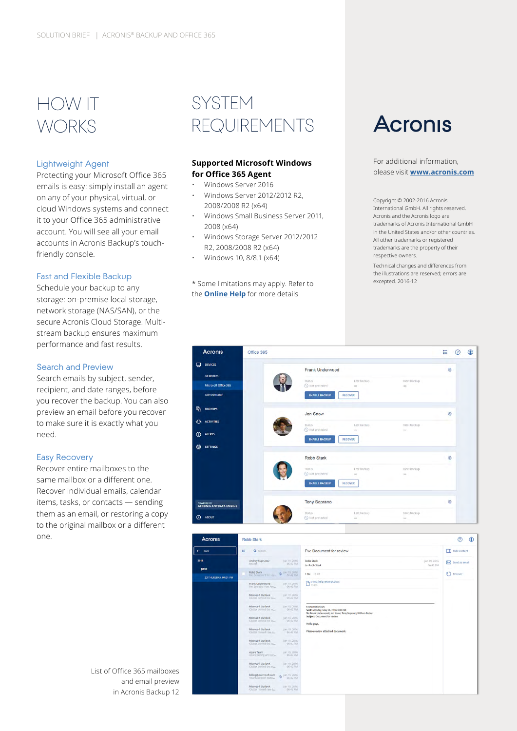# HOW IT WORKS

### Lightweight Agent

Protecting your Microsoft Office 365 emails is easy: simply install an agent on any of your physical, virtual, or cloud Windows systems and connect it to your Office 365 administrative account. You will see all your email accounts in Acronis Backup's touch-friendly console.

### Fast and Flexible Backup

Schedule your backup to any storage: on-premise local storage, network storage (NAS/SAN), or the secure Acronis Cloud Storage. Multi-stream backup ensures maximum performance and fast results.

### Search and Preview

Search emails by subject, sender, recipient, and date ranges, before you recover the backup. You can also preview an email before you recover to make sure it is exactly what you need.

### Easy Recovery

Recover entire mailboxes to the same mailbox or a different one. Recover individual emails, calendar items, tasks, or contacts — sending them as an email, or restoring a copy to the original mailbox or a different one.

# SYSTEM REQUIREMENTS

**Supported Microsoft Windows for Office 365 Agent**

- Windows Server 2016
- Windows Server 2012/2012 R2, 2008/2008 R2 (x64)
- Windows Small Business Server 2011, 2008 (x64)
- Windows Storage Server 2012/2012 R2, 2008/2008 R2 (x64)
- Windows 10, 8/8.1 (x64)

* Some limitations may apply. Refer to the **Online Help** for more details

List of Office 365 mailboxes and email preview in Acronis Backup 12

# Acronis

For additional information, please visit **www.acronis.com**

Copyright © 2002-2016 Acronis International GmbH. All rights reserved. Acronis and the Acronis logo are trademarks of Acronis International GmbH in the United States and/or other countries. All other trademarks or registered trademarks are the property of their respective owners.

Technical changes and differences from the illustrations are reserved; errors are excepted. 2016-12